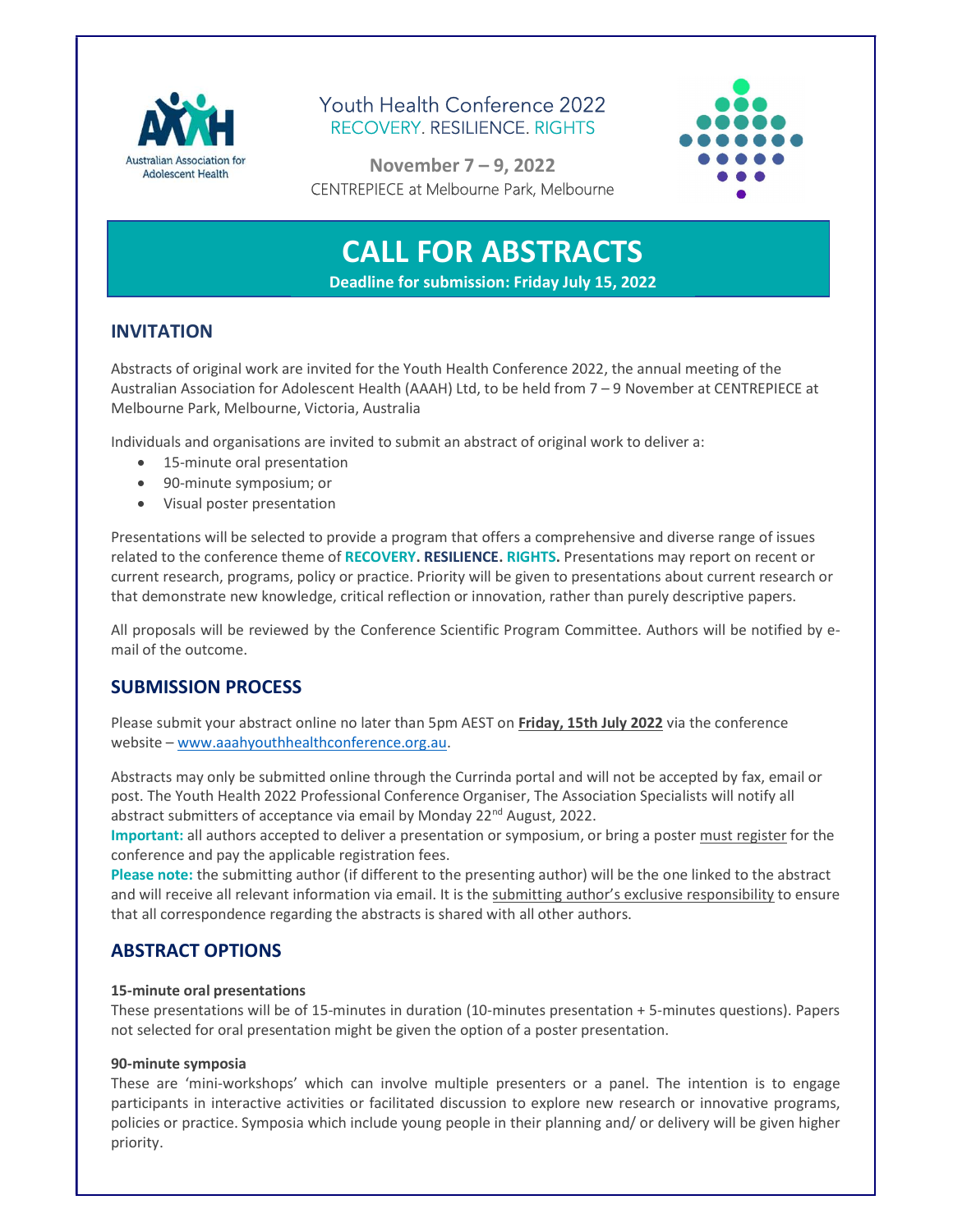Australian Association for Adolescent Health

Youth Health Conference 2022
RECOVERY. RESILIENCE. RIGHTS

**November 7 – 9, 2022**
CENTREPIECE at Melbourne Park, Melbourne

# CALL FOR ABSTRACTS

**Deadline for submission: Friday July 15, 2022**

## INVITATION

Abstracts of original work are invited for the Youth Health Conference 2022, the annual meeting of the Australian Association for Adolescent Health (AAAH) Ltd, to be held from 7 – 9 November at CENTREPIECE at Melbourne Park, Melbourne, Victoria, Australia

Individuals and organisations are invited to submit an abstract of original work to deliver a:

- 15-minute oral presentation
- 90-minute symposium; or
- Visual poster presentation

Presentations will be selected to provide a program that offers a comprehensive and diverse range of issues related to the conference theme of **RECOVERY. RESILIENCE. RIGHTS.** Presentations may report on recent or current research, programs, policy or practice. Priority will be given to presentations about current research or that demonstrate new knowledge, critical reflection or innovation, rather than purely descriptive papers.

All proposals will be reviewed by the Conference Scientific Program Committee. Authors will be notified by e-mail of the outcome.

## SUBMISSION PROCESS

Please submit your abstract online no later than 5pm AEST on **Friday, 15th July 2022** via the conference website – www.aaahyouthhealthconference.org.au.

Abstracts may only be submitted online through the Currinda portal and will not be accepted by fax, email or post. The Youth Health 2022 Professional Conference Organiser, The Association Specialists will notify all abstract submitters of acceptance via email by Monday 22nd August, 2022.

**Important:** all authors accepted to deliver a presentation or symposium, or bring a poster must register for the conference and pay the applicable registration fees.

**Please note:** the submitting author (if different to the presenting author) will be the one linked to the abstract and will receive all relevant information via email. It is the submitting author's exclusive responsibility to ensure that all correspondence regarding the abstracts is shared with all other authors.

## ABSTRACT OPTIONS

**15-minute oral presentations**

These presentations will be of 15-minutes in duration (10-minutes presentation + 5-minutes questions). Papers not selected for oral presentation might be given the option of a poster presentation.

**90-minute symposia**

These are 'mini-workshops' which can involve multiple presenters or a panel. The intention is to engage participants in interactive activities or facilitated discussion to explore new research or innovative programs, policies or practice. Symposia which include young people in their planning and/ or delivery will be given higher priority.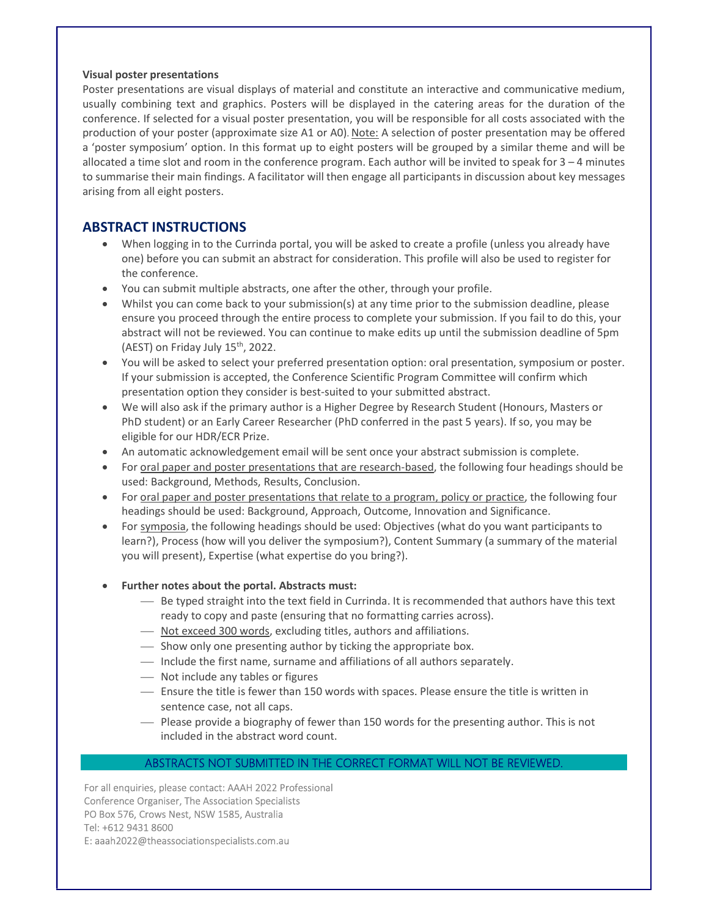**Visual poster presentations**

Poster presentations are visual displays of material and constitute an interactive and communicative medium, usually combining text and graphics. Posters will be displayed in the catering areas for the duration of the conference. If selected for a visual poster presentation, you will be responsible for all costs associated with the production of your poster (approximate size A1 or A0). Note: A selection of poster presentation may be offered a 'poster symposium' option. In this format up to eight posters will be grouped by a similar theme and will be allocated a time slot and room in the conference program. Each author will be invited to speak for 3 – 4 minutes to summarise their main findings. A facilitator will then engage all participants in discussion about key messages arising from all eight posters.

## ABSTRACT INSTRUCTIONS

- When logging in to the Currinda portal, you will be asked to create a profile (unless you already have one) before you can submit an abstract for consideration. This profile will also be used to register for the conference.
- You can submit multiple abstracts, one after the other, through your profile.
- Whilst you can come back to your submission(s) at any time prior to the submission deadline, please ensure you proceed through the entire process to complete your submission. If you fail to do this, your abstract will not be reviewed. You can continue to make edits up until the submission deadline of 5pm (AEST) on Friday July 15th, 2022.
- You will be asked to select your preferred presentation option: oral presentation, symposium or poster. If your submission is accepted, the Conference Scientific Program Committee will confirm which presentation option they consider is best-suited to your submitted abstract.
- We will also ask if the primary author is a Higher Degree by Research Student (Honours, Masters or PhD student) or an Early Career Researcher (PhD conferred in the past 5 years). If so, you may be eligible for our HDR/ECR Prize.
- An automatic acknowledgement email will be sent once your abstract submission is complete.
- For oral paper and poster presentations that are research-based, the following four headings should be used: Background, Methods, Results, Conclusion.
- For oral paper and poster presentations that relate to a program, policy or practice, the following four headings should be used: Background, Approach, Outcome, Innovation and Significance.
- For symposia, the following headings should be used: Objectives (what do you want participants to learn?), Process (how will you deliver the symposium?), Content Summary (a summary of the material you will present), Expertise (what expertise do you bring?).

- **Further notes about the portal. Abstracts must:**
  - Be typed straight into the text field in Currinda. It is recommended that authors have this text ready to copy and paste (ensuring that no formatting carries across).
  - Not exceed 300 words, excluding titles, authors and affiliations.
  - Show only one presenting author by ticking the appropriate box.
  - Include the first name, surname and affiliations of all authors separately.
  - Not include any tables or figures
  - Ensure the title is fewer than 150 words with spaces. Please ensure the title is written in sentence case, not all caps.
  - Please provide a biography of fewer than 150 words for the presenting author. This is not included in the abstract word count.

ABSTRACTS NOT SUBMITTED IN THE CORRECT FORMAT WILL NOT BE REVIEWED.

For all enquiries, please contact: AAAH 2022 Professional Conference Organiser, The Association Specialists
PO Box 576, Crows Nest, NSW 1585, Australia
Tel: +612 9431 8600
E: aaah2022@theassociationspecialists.com.au